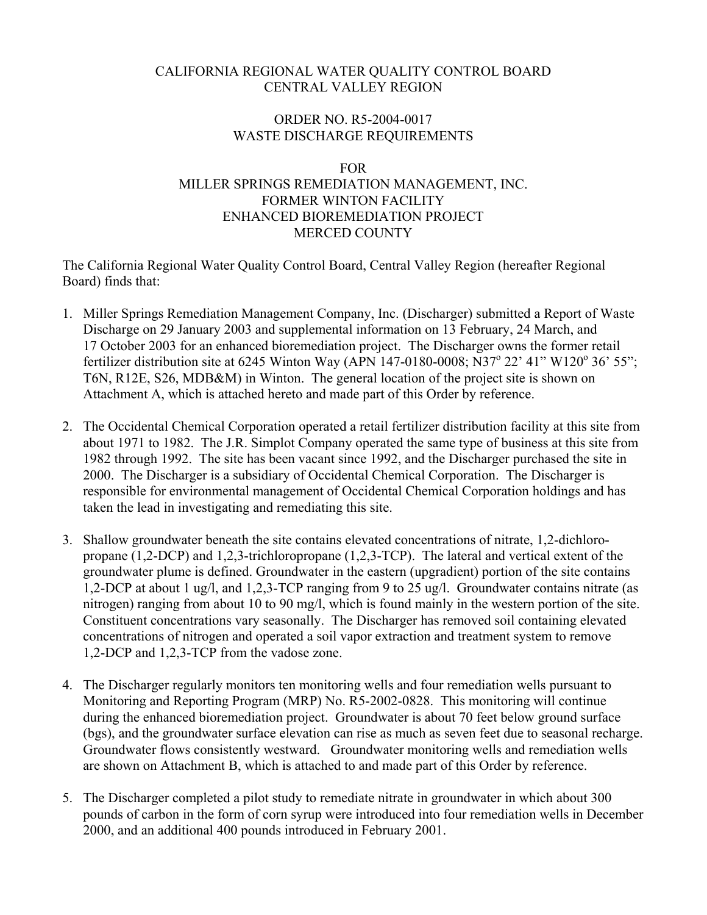# CALIFORNIA REGIONAL WATER QUALITY CONTROL BOARD
# CENTRAL VALLEY REGION

## ORDER NO. R5-2004-0017
## WASTE DISCHARGE REQUIREMENTS

## FOR
## MILLER SPRINGS REMEDIATION MANAGEMENT, INC.
## FORMER WINTON FACILITY
## ENHANCED BIOREMEDIATION PROJECT
## MERCED COUNTY

The California Regional Water Quality Control Board, Central Valley Region (hereafter Regional Board) finds that:

1. Miller Springs Remediation Management Company, Inc. (Discharger) submitted a Report of Waste Discharge on 29 January 2003 and supplemental information on 13 February, 24 March, and 17 October 2003 for an enhanced bioremediation project. The Discharger owns the former retail fertilizer distribution site at 6245 Winton Way (APN 147-0180-0008; N37° 22' 41" W120° 36' 55"; T6N, R12E, S26, MDB&M) in Winton. The general location of the project site is shown on Attachment A, which is attached hereto and made part of this Order by reference.

2. The Occidental Chemical Corporation operated a retail fertilizer distribution facility at this site from about 1971 to 1982. The J.R. Simplot Company operated the same type of business at this site from 1982 through 1992. The site has been vacant since 1992, and the Discharger purchased the site in 2000. The Discharger is a subsidiary of Occidental Chemical Corporation. The Discharger is responsible for environmental management of Occidental Chemical Corporation holdings and has taken the lead in investigating and remediating this site.

3. Shallow groundwater beneath the site contains elevated concentrations of nitrate, 1,2-dichloropropane (1,2-DCP) and 1,2,3-trichloropropane (1,2,3-TCP). The lateral and vertical extent of the groundwater plume is defined. Groundwater in the eastern (upgradient) portion of the site contains 1,2-DCP at about 1 ug/l, and 1,2,3-TCP ranging from 9 to 25 ug/l. Groundwater contains nitrate (as nitrogen) ranging from about 10 to 90 mg/l, which is found mainly in the western portion of the site. Constituent concentrations vary seasonally. The Discharger has removed soil containing elevated concentrations of nitrogen and operated a soil vapor extraction and treatment system to remove 1,2-DCP and 1,2,3-TCP from the vadose zone.

4. The Discharger regularly monitors ten monitoring wells and four remediation wells pursuant to Monitoring and Reporting Program (MRP) No. R5-2002-0828. This monitoring will continue during the enhanced bioremediation project. Groundwater is about 70 feet below ground surface (bgs), and the groundwater surface elevation can rise as much as seven feet due to seasonal recharge. Groundwater flows consistently westward. Groundwater monitoring wells and remediation wells are shown on Attachment B, which is attached to and made part of this Order by reference.

5. The Discharger completed a pilot study to remediate nitrate in groundwater in which about 300 pounds of carbon in the form of corn syrup were introduced into four remediation wells in December 2000, and an additional 400 pounds introduced in February 2001.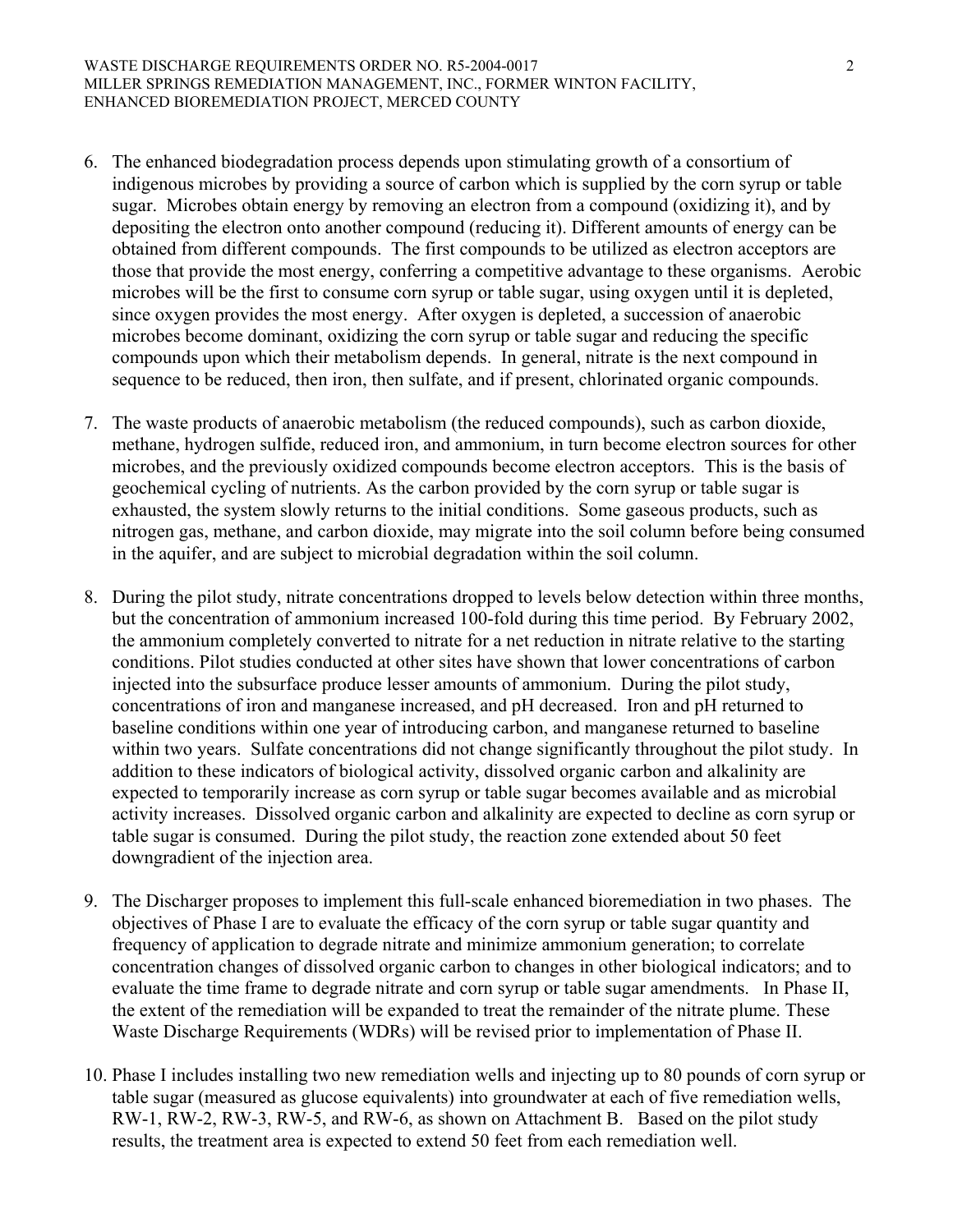6. The enhanced biodegradation process depends upon stimulating growth of a consortium of indigenous microbes by providing a source of carbon which is supplied by the corn syrup or table sugar. Microbes obtain energy by removing an electron from a compound (oxidizing it), and by depositing the electron onto another compound (reducing it). Different amounts of energy can be obtained from different compounds. The first compounds to be utilized as electron acceptors are those that provide the most energy, conferring a competitive advantage to these organisms. Aerobic microbes will be the first to consume corn syrup or table sugar, using oxygen until it is depleted, since oxygen provides the most energy. After oxygen is depleted, a succession of anaerobic microbes become dominant, oxidizing the corn syrup or table sugar and reducing the specific compounds upon which their metabolism depends. In general, nitrate is the next compound in sequence to be reduced, then iron, then sulfate, and if present, chlorinated organic compounds.

7. The waste products of anaerobic metabolism (the reduced compounds), such as carbon dioxide, methane, hydrogen sulfide, reduced iron, and ammonium, in turn become electron sources for other microbes, and the previously oxidized compounds become electron acceptors. This is the basis of geochemical cycling of nutrients. As the carbon provided by the corn syrup or table sugar is exhausted, the system slowly returns to the initial conditions. Some gaseous products, such as nitrogen gas, methane, and carbon dioxide, may migrate into the soil column before being consumed in the aquifer, and are subject to microbial degradation within the soil column.

8. During the pilot study, nitrate concentrations dropped to levels below detection within three months, but the concentration of ammonium increased 100-fold during this time period. By February 2002, the ammonium completely converted to nitrate for a net reduction in nitrate relative to the starting conditions. Pilot studies conducted at other sites have shown that lower concentrations of carbon injected into the subsurface produce lesser amounts of ammonium. During the pilot study, concentrations of iron and manganese increased, and pH decreased. Iron and pH returned to baseline conditions within one year of introducing carbon, and manganese returned to baseline within two years. Sulfate concentrations did not change significantly throughout the pilot study. In addition to these indicators of biological activity, dissolved organic carbon and alkalinity are expected to temporarily increase as corn syrup or table sugar becomes available and as microbial activity increases. Dissolved organic carbon and alkalinity are expected to decline as corn syrup or table sugar is consumed. During the pilot study, the reaction zone extended about 50 feet downgradient of the injection area.

9. The Discharger proposes to implement this full-scale enhanced bioremediation in two phases. The objectives of Phase I are to evaluate the efficacy of the corn syrup or table sugar quantity and frequency of application to degrade nitrate and minimize ammonium generation; to correlate concentration changes of dissolved organic carbon to changes in other biological indicators; and to evaluate the time frame to degrade nitrate and corn syrup or table sugar amendments. In Phase II, the extent of the remediation will be expanded to treat the remainder of the nitrate plume. These Waste Discharge Requirements (WDRs) will be revised prior to implementation of Phase II.

10. Phase I includes installing two new remediation wells and injecting up to 80 pounds of corn syrup or table sugar (measured as glucose equivalents) into groundwater at each of five remediation wells, RW-1, RW-2, RW-3, RW-5, and RW-6, as shown on Attachment B. Based on the pilot study results, the treatment area is expected to extend 50 feet from each remediation well.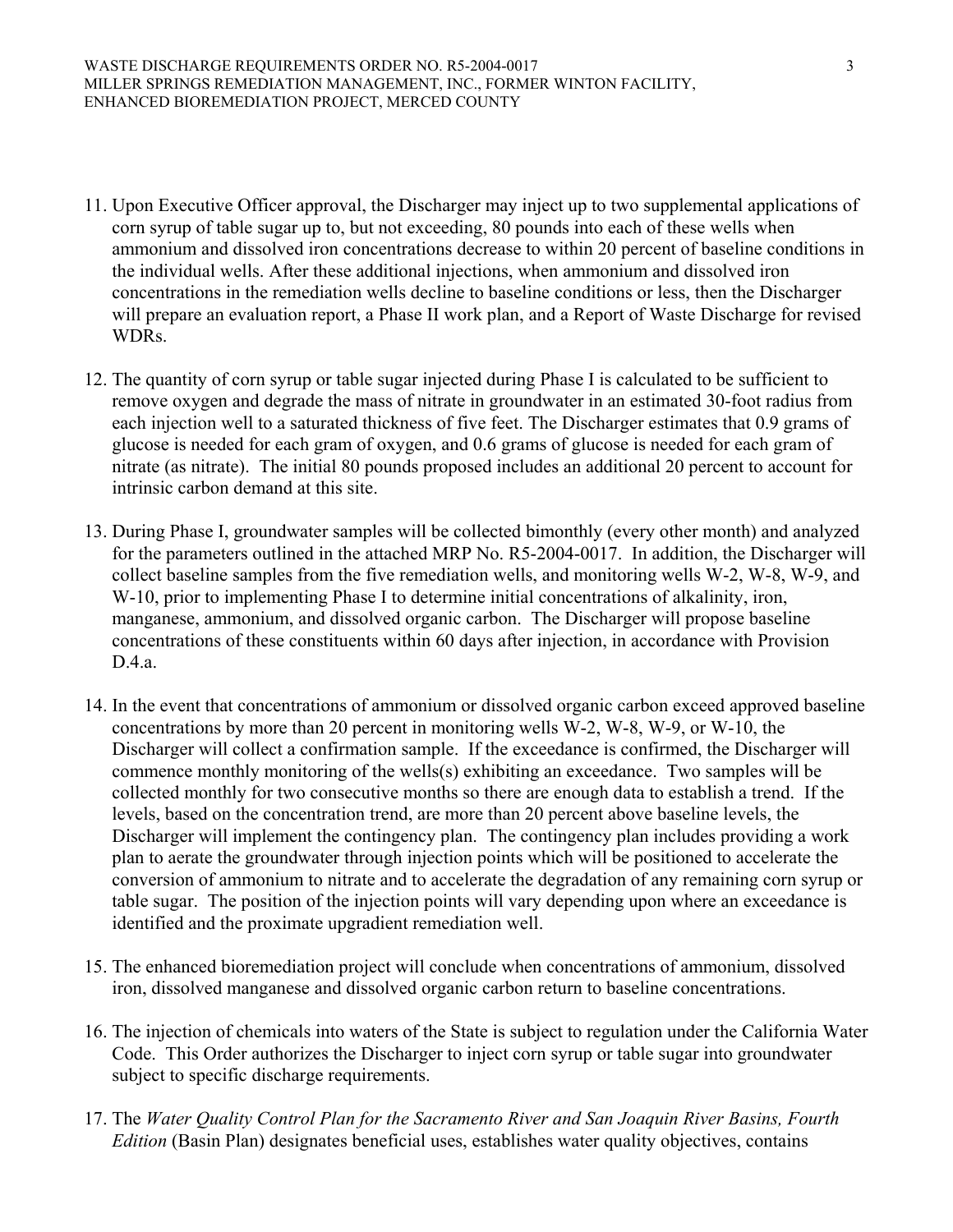11. Upon Executive Officer approval, the Discharger may inject up to two supplemental applications of corn syrup of table sugar up to, but not exceeding, 80 pounds into each of these wells when ammonium and dissolved iron concentrations decrease to within 20 percent of baseline conditions in the individual wells. After these additional injections, when ammonium and dissolved iron concentrations in the remediation wells decline to baseline conditions or less, then the Discharger will prepare an evaluation report, a Phase II work plan, and a Report of Waste Discharge for revised WDRs.

12. The quantity of corn syrup or table sugar injected during Phase I is calculated to be sufficient to remove oxygen and degrade the mass of nitrate in groundwater in an estimated 30-foot radius from each injection well to a saturated thickness of five feet. The Discharger estimates that 0.9 grams of glucose is needed for each gram of oxygen, and 0.6 grams of glucose is needed for each gram of nitrate (as nitrate). The initial 80 pounds proposed includes an additional 20 percent to account for intrinsic carbon demand at this site.

13. During Phase I, groundwater samples will be collected bimonthly (every other month) and analyzed for the parameters outlined in the attached MRP No. R5-2004-0017. In addition, the Discharger will collect baseline samples from the five remediation wells, and monitoring wells W-2, W-8, W-9, and W-10, prior to implementing Phase I to determine initial concentrations of alkalinity, iron, manganese, ammonium, and dissolved organic carbon. The Discharger will propose baseline concentrations of these constituents within 60 days after injection, in accordance with Provision D.4.a.

14. In the event that concentrations of ammonium or dissolved organic carbon exceed approved baseline concentrations by more than 20 percent in monitoring wells W-2, W-8, W-9, or W-10, the Discharger will collect a confirmation sample. If the exceedance is confirmed, the Discharger will commence monthly monitoring of the wells(s) exhibiting an exceedance. Two samples will be collected monthly for two consecutive months so there are enough data to establish a trend. If the levels, based on the concentration trend, are more than 20 percent above baseline levels, the Discharger will implement the contingency plan. The contingency plan includes providing a work plan to aerate the groundwater through injection points which will be positioned to accelerate the conversion of ammonium to nitrate and to accelerate the degradation of any remaining corn syrup or table sugar. The position of the injection points will vary depending upon where an exceedance is identified and the proximate upgradient remediation well.

15. The enhanced bioremediation project will conclude when concentrations of ammonium, dissolved iron, dissolved manganese and dissolved organic carbon return to baseline concentrations.

16. The injection of chemicals into waters of the State is subject to regulation under the California Water Code. This Order authorizes the Discharger to inject corn syrup or table sugar into groundwater subject to specific discharge requirements.

17. The *Water Quality Control Plan for the Sacramento River and San Joaquin River Basins, Fourth Edition* (Basin Plan) designates beneficial uses, establishes water quality objectives, contains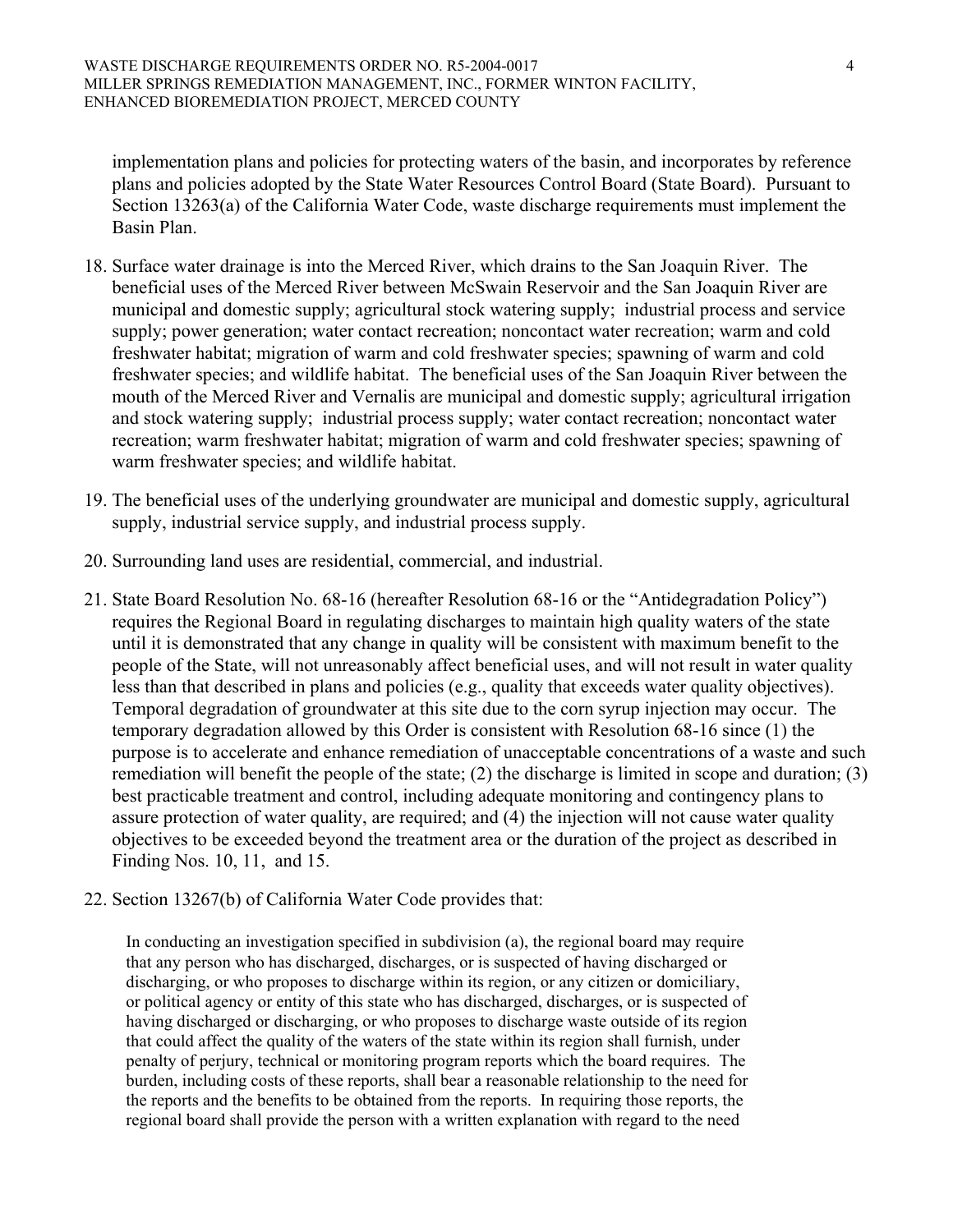implementation plans and policies for protecting waters of the basin, and incorporates by reference plans and policies adopted by the State Water Resources Control Board (State Board). Pursuant to Section 13263(a) of the California Water Code, waste discharge requirements must implement the Basin Plan.

18. Surface water drainage is into the Merced River, which drains to the San Joaquin River. The beneficial uses of the Merced River between McSwain Reservoir and the San Joaquin River are municipal and domestic supply; agricultural stock watering supply; industrial process and service supply; power generation; water contact recreation; noncontact water recreation; warm and cold freshwater habitat; migration of warm and cold freshwater species; spawning of warm and cold freshwater species; and wildlife habitat. The beneficial uses of the San Joaquin River between the mouth of the Merced River and Vernalis are municipal and domestic supply; agricultural irrigation and stock watering supply; industrial process supply; water contact recreation; noncontact water recreation; warm freshwater habitat; migration of warm and cold freshwater species; spawning of warm freshwater species; and wildlife habitat.

19. The beneficial uses of the underlying groundwater are municipal and domestic supply, agricultural supply, industrial service supply, and industrial process supply.

20. Surrounding land uses are residential, commercial, and industrial.

21. State Board Resolution No. 68-16 (hereafter Resolution 68-16 or the "Antidegradation Policy") requires the Regional Board in regulating discharges to maintain high quality waters of the state until it is demonstrated that any change in quality will be consistent with maximum benefit to the people of the State, will not unreasonably affect beneficial uses, and will not result in water quality less than that described in plans and policies (e.g., quality that exceeds water quality objectives). Temporal degradation of groundwater at this site due to the corn syrup injection may occur. The temporary degradation allowed by this Order is consistent with Resolution 68-16 since (1) the purpose is to accelerate and enhance remediation of unacceptable concentrations of a waste and such remediation will benefit the people of the state; (2) the discharge is limited in scope and duration; (3) best practicable treatment and control, including adequate monitoring and contingency plans to assure protection of water quality, are required; and (4) the injection will not cause water quality objectives to be exceeded beyond the treatment area or the duration of the project as described in Finding Nos. 10, 11, and 15.

22. Section 13267(b) of California Water Code provides that:

    In conducting an investigation specified in subdivision (a), the regional board may require that any person who has discharged, discharges, or is suspected of having discharged or discharging, or who proposes to discharge within its region, or any citizen or domiciliary, or political agency or entity of this state who has discharged, discharges, or is suspected of having discharged or discharging, or who proposes to discharge waste outside of its region that could affect the quality of the waters of the state within its region shall furnish, under penalty of perjury, technical or monitoring program reports which the board requires. The burden, including costs of these reports, shall bear a reasonable relationship to the need for the reports and the benefits to be obtained from the reports. In requiring those reports, the regional board shall provide the person with a written explanation with regard to the need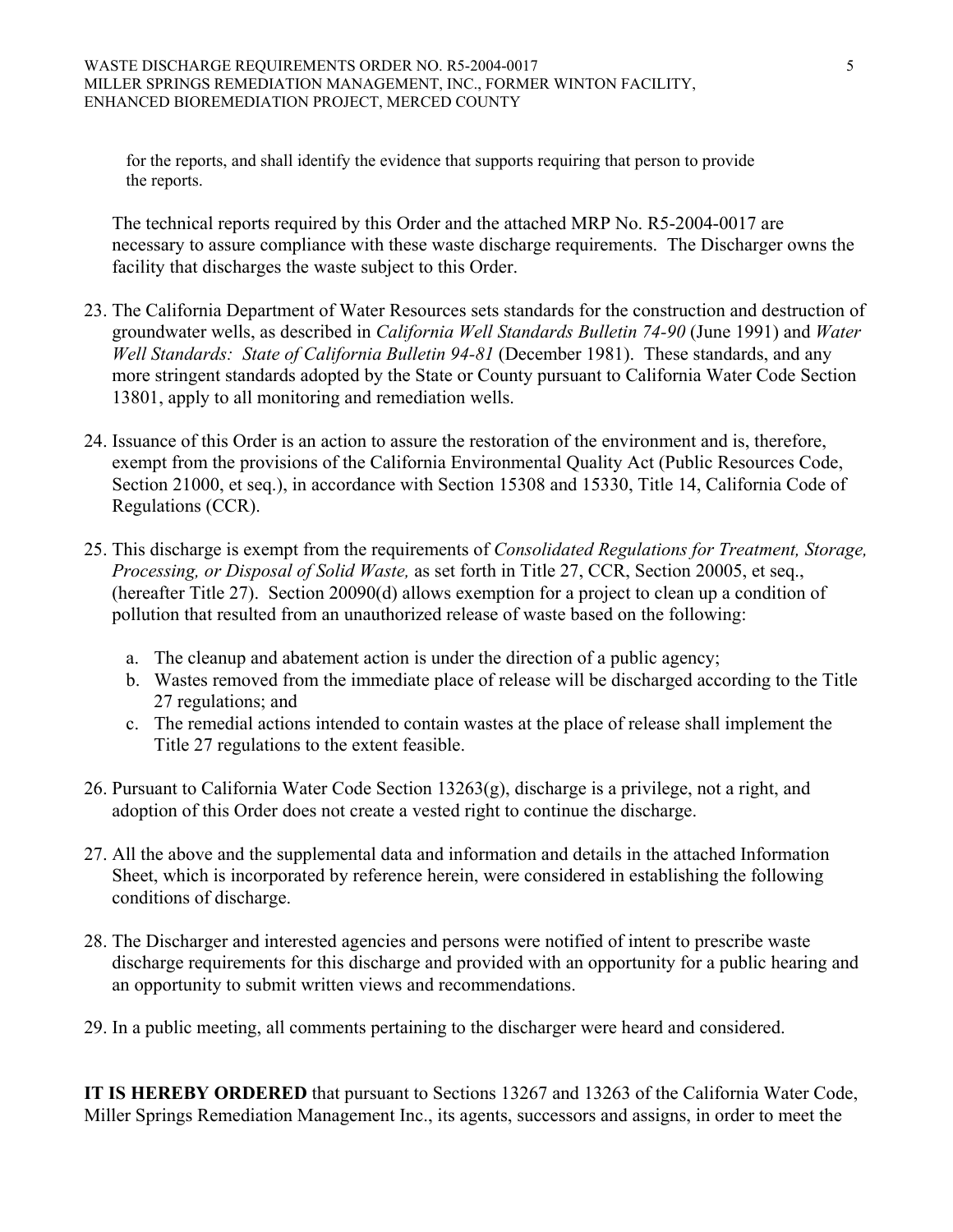for the reports, and shall identify the evidence that supports requiring that person to provide the reports.

The technical reports required by this Order and the attached MRP No. R5-2004-0017 are necessary to assure compliance with these waste discharge requirements. The Discharger owns the facility that discharges the waste subject to this Order.

23. The California Department of Water Resources sets standards for the construction and destruction of groundwater wells, as described in *California Well Standards Bulletin 74-90* (June 1991) and *Water Well Standards: State of California Bulletin 94-81* (December 1981). These standards, and any more stringent standards adopted by the State or County pursuant to California Water Code Section 13801, apply to all monitoring and remediation wells.

24. Issuance of this Order is an action to assure the restoration of the environment and is, therefore, exempt from the provisions of the California Environmental Quality Act (Public Resources Code, Section 21000, et seq.), in accordance with Section 15308 and 15330, Title 14, California Code of Regulations (CCR).

25. This discharge is exempt from the requirements of *Consolidated Regulations for Treatment, Storage, Processing, or Disposal of Solid Waste,* as set forth in Title 27, CCR, Section 20005, et seq., (hereafter Title 27). Section 20090(d) allows exemption for a project to clean up a condition of pollution that resulted from an unauthorized release of waste based on the following:

    a. The cleanup and abatement action is under the direction of a public agency;
    b. Wastes removed from the immediate place of release will be discharged according to the Title 27 regulations; and
    c. The remedial actions intended to contain wastes at the place of release shall implement the Title 27 regulations to the extent feasible.

26. Pursuant to California Water Code Section 13263(g), discharge is a privilege, not a right, and adoption of this Order does not create a vested right to continue the discharge.

27. All the above and the supplemental data and information and details in the attached Information Sheet, which is incorporated by reference herein, were considered in establishing the following conditions of discharge.

28. The Discharger and interested agencies and persons were notified of intent to prescribe waste discharge requirements for this discharge and provided with an opportunity for a public hearing and an opportunity to submit written views and recommendations.

29. In a public meeting, all comments pertaining to the discharger were heard and considered.

**IT IS HEREBY ORDERED** that pursuant to Sections 13267 and 13263 of the California Water Code, Miller Springs Remediation Management Inc., its agents, successors and assigns, in order to meet the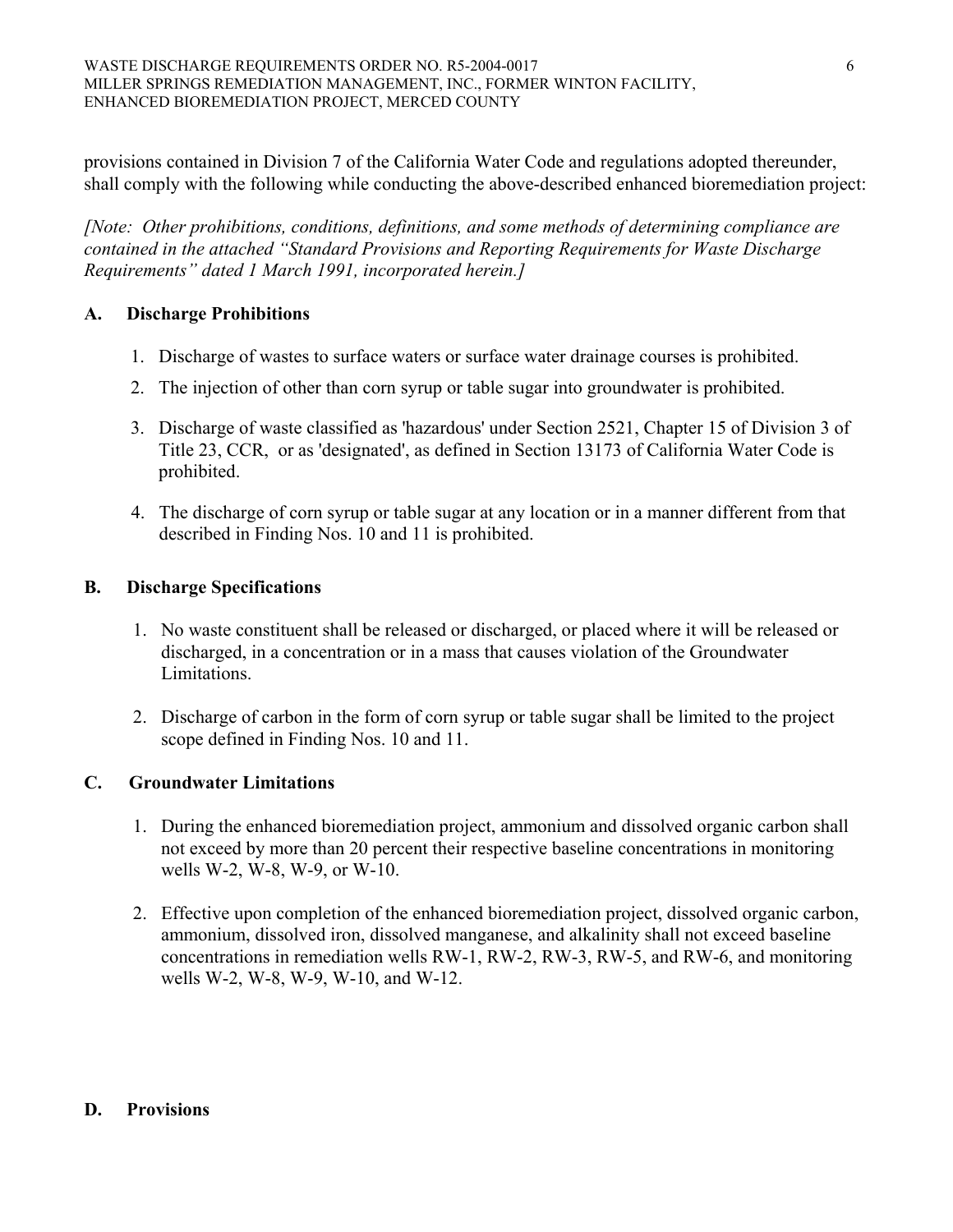provisions contained in Division 7 of the California Water Code and regulations adopted thereunder, shall comply with the following while conducting the above-described enhanced bioremediation project:

*[Note: Other prohibitions, conditions, definitions, and some methods of determining compliance are contained in the attached "Standard Provisions and Reporting Requirements for Waste Discharge Requirements" dated 1 March 1991, incorporated herein.]*

## A. Discharge Prohibitions

1. Discharge of wastes to surface waters or surface water drainage courses is prohibited.
2. The injection of other than corn syrup or table sugar into groundwater is prohibited.
3. Discharge of waste classified as 'hazardous' under Section 2521, Chapter 15 of Division 3 of Title 23, CCR, or as 'designated', as defined in Section 13173 of California Water Code is prohibited.
4. The discharge of corn syrup or table sugar at any location or in a manner different from that described in Finding Nos. 10 and 11 is prohibited.

## B. Discharge Specifications

1. No waste constituent shall be released or discharged, or placed where it will be released or discharged, in a concentration or in a mass that causes violation of the Groundwater Limitations.
2. Discharge of carbon in the form of corn syrup or table sugar shall be limited to the project scope defined in Finding Nos. 10 and 11.

## C. Groundwater Limitations

1. During the enhanced bioremediation project, ammonium and dissolved organic carbon shall not exceed by more than 20 percent their respective baseline concentrations in monitoring wells W-2, W-8, W-9, or W-10.
2. Effective upon completion of the enhanced bioremediation project, dissolved organic carbon, ammonium, dissolved iron, dissolved manganese, and alkalinity shall not exceed baseline concentrations in remediation wells RW-1, RW-2, RW-3, RW-5, and RW-6, and monitoring wells W-2, W-8, W-9, W-10, and W-12.

## D. Provisions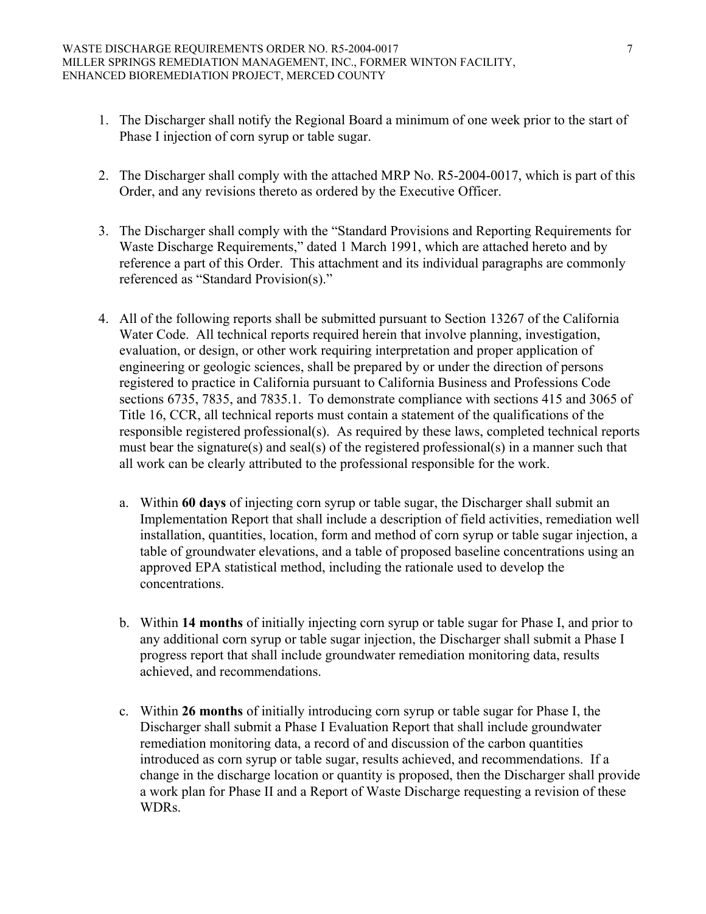1. The Discharger shall notify the Regional Board a minimum of one week prior to the start of Phase I injection of corn syrup or table sugar.

2. The Discharger shall comply with the attached MRP No. R5-2004-0017, which is part of this Order, and any revisions thereto as ordered by the Executive Officer.

3. The Discharger shall comply with the "Standard Provisions and Reporting Requirements for Waste Discharge Requirements," dated 1 March 1991, which are attached hereto and by reference a part of this Order. This attachment and its individual paragraphs are commonly referenced as "Standard Provision(s)."

4. All of the following reports shall be submitted pursuant to Section 13267 of the California Water Code. All technical reports required herein that involve planning, investigation, evaluation, or design, or other work requiring interpretation and proper application of engineering or geologic sciences, shall be prepared by or under the direction of persons registered to practice in California pursuant to California Business and Professions Code sections 6735, 7835, and 7835.1. To demonstrate compliance with sections 415 and 3065 of Title 16, CCR, all technical reports must contain a statement of the qualifications of the responsible registered professional(s). As required by these laws, completed technical reports must bear the signature(s) and seal(s) of the registered professional(s) in a manner such that all work can be clearly attributed to the professional responsible for the work.

   a. Within **60 days** of injecting corn syrup or table sugar, the Discharger shall submit an Implementation Report that shall include a description of field activities, remediation well installation, quantities, location, form and method of corn syrup or table sugar injection, a table of groundwater elevations, and a table of proposed baseline concentrations using an approved EPA statistical method, including the rationale used to develop the concentrations.

   b. Within **14 months** of initially injecting corn syrup or table sugar for Phase I, and prior to any additional corn syrup or table sugar injection, the Discharger shall submit a Phase I progress report that shall include groundwater remediation monitoring data, results achieved, and recommendations.

   c. Within **26 months** of initially introducing corn syrup or table sugar for Phase I, the Discharger shall submit a Phase I Evaluation Report that shall include groundwater remediation monitoring data, a record of and discussion of the carbon quantities introduced as corn syrup or table sugar, results achieved, and recommendations. If a change in the discharge location or quantity is proposed, then the Discharger shall provide a work plan for Phase II and a Report of Waste Discharge requesting a revision of these WDRs.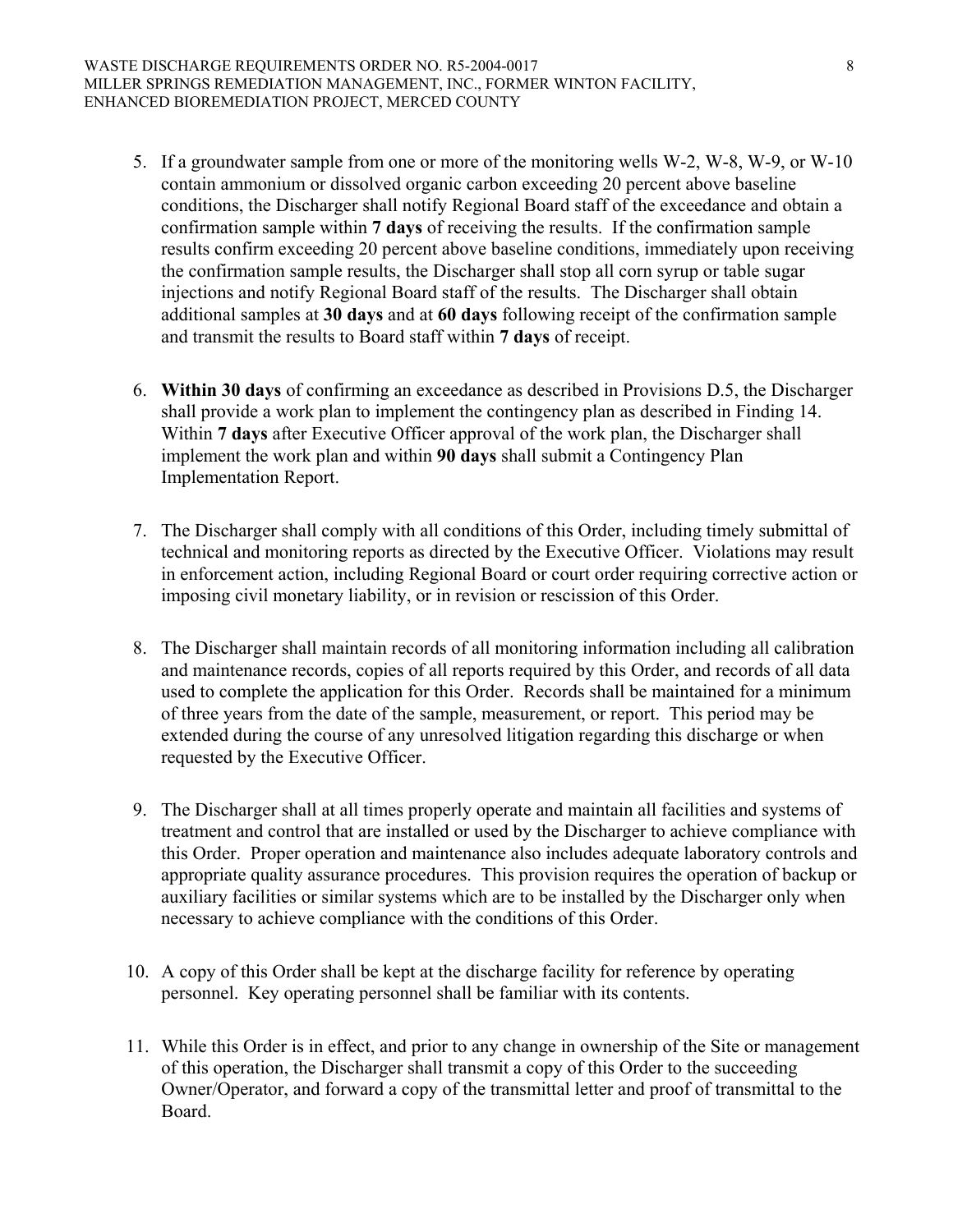5. If a groundwater sample from one or more of the monitoring wells W-2, W-8, W-9, or W-10 contain ammonium or dissolved organic carbon exceeding 20 percent above baseline conditions, the Discharger shall notify Regional Board staff of the exceedance and obtain a confirmation sample within **7 days** of receiving the results. If the confirmation sample results confirm exceeding 20 percent above baseline conditions, immediately upon receiving the confirmation sample results, the Discharger shall stop all corn syrup or table sugar injections and notify Regional Board staff of the results. The Discharger shall obtain additional samples at **30 days** and at **60 days** following receipt of the confirmation sample and transmit the results to Board staff within **7 days** of receipt.

6. **Within 30 days** of confirming an exceedance as described in Provisions D.5, the Discharger shall provide a work plan to implement the contingency plan as described in Finding 14. Within **7 days** after Executive Officer approval of the work plan, the Discharger shall implement the work plan and within **90 days** shall submit a Contingency Plan Implementation Report.

7. The Discharger shall comply with all conditions of this Order, including timely submittal of technical and monitoring reports as directed by the Executive Officer. Violations may result in enforcement action, including Regional Board or court order requiring corrective action or imposing civil monetary liability, or in revision or rescission of this Order.

8. The Discharger shall maintain records of all monitoring information including all calibration and maintenance records, copies of all reports required by this Order, and records of all data used to complete the application for this Order. Records shall be maintained for a minimum of three years from the date of the sample, measurement, or report. This period may be extended during the course of any unresolved litigation regarding this discharge or when requested by the Executive Officer.

9. The Discharger shall at all times properly operate and maintain all facilities and systems of treatment and control that are installed or used by the Discharger to achieve compliance with this Order. Proper operation and maintenance also includes adequate laboratory controls and appropriate quality assurance procedures. This provision requires the operation of backup or auxiliary facilities or similar systems which are to be installed by the Discharger only when necessary to achieve compliance with the conditions of this Order.

10. A copy of this Order shall be kept at the discharge facility for reference by operating personnel. Key operating personnel shall be familiar with its contents.

11. While this Order is in effect, and prior to any change in ownership of the Site or management of this operation, the Discharger shall transmit a copy of this Order to the succeeding Owner/Operator, and forward a copy of the transmittal letter and proof of transmittal to the Board.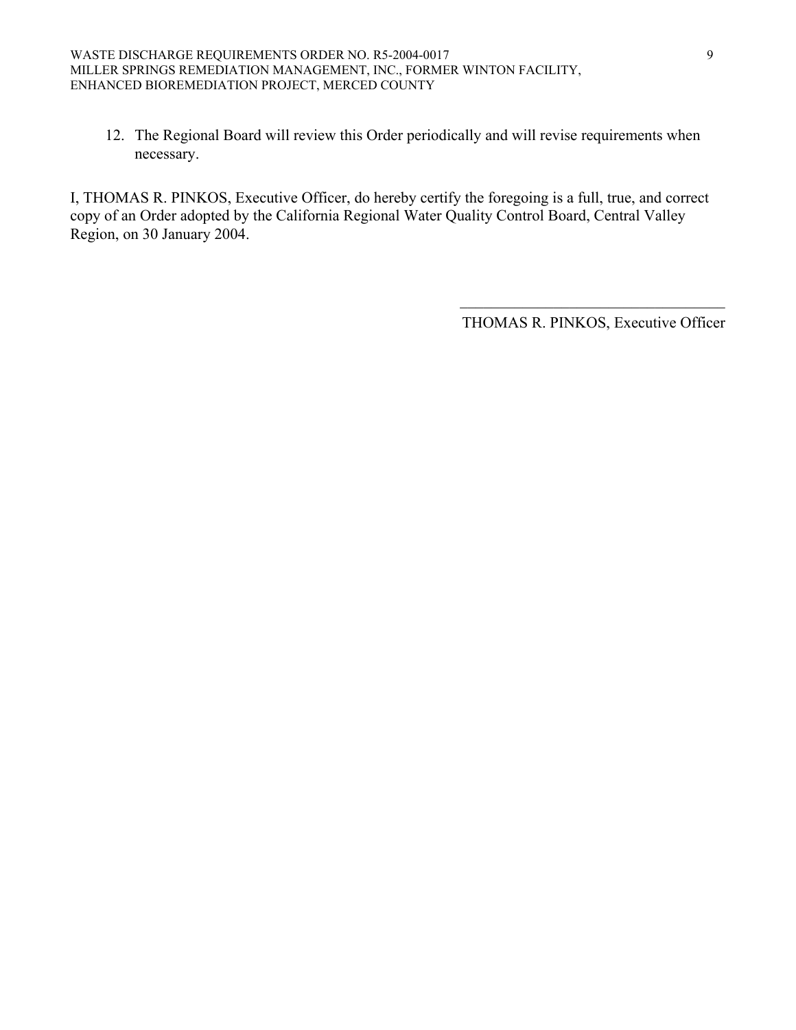12. The Regional Board will review this Order periodically and will revise requirements when necessary.

I, THOMAS R. PINKOS, Executive Officer, do hereby certify the foregoing is a full, true, and correct copy of an Order adopted by the California Regional Water Quality Control Board, Central Valley Region, on 30 January 2004.

\_\_\_\_\_\_\_\_\_\_\_\_\_\_\_\_\_\_\_\_\_\_\_\_\_\_\_\_\_\_\_\_\_\_\_\_

THOMAS R. PINKOS, Executive Officer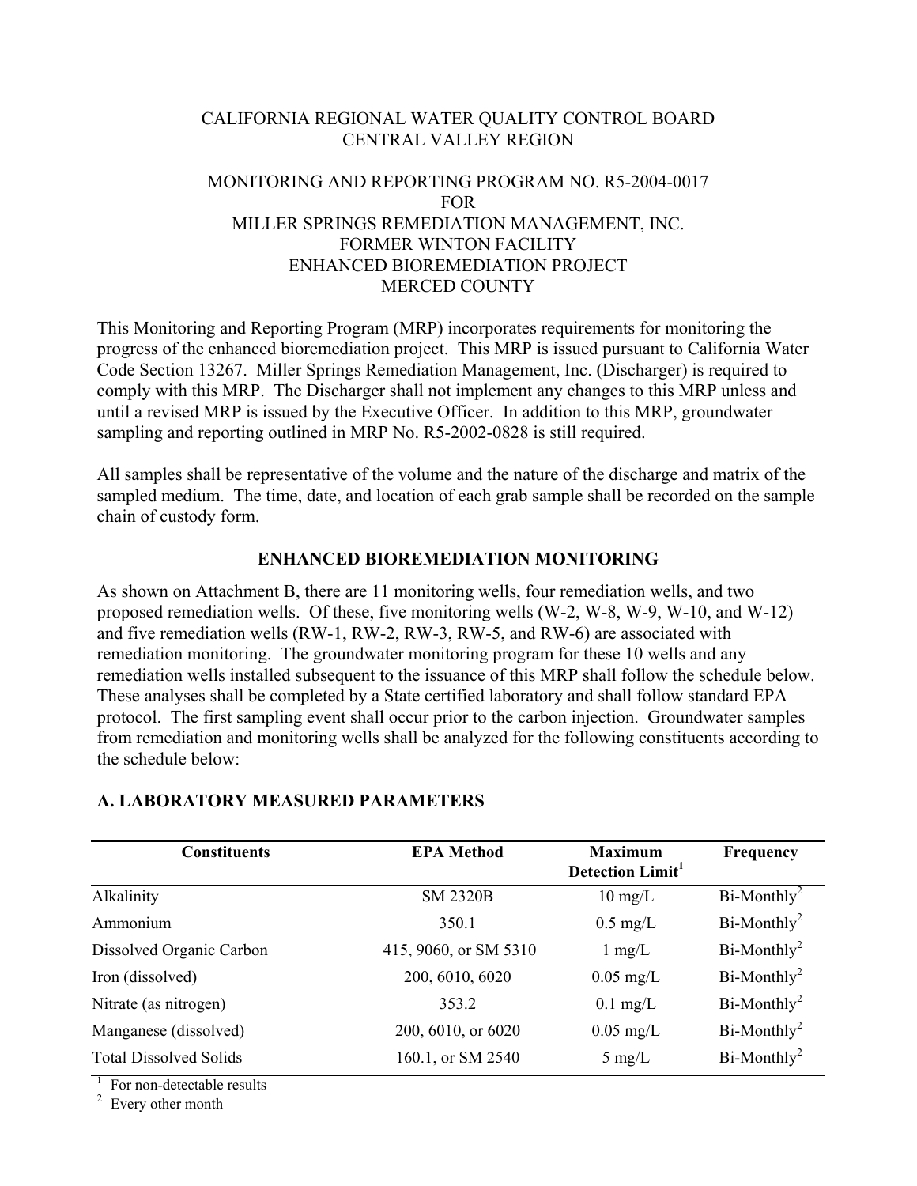CALIFORNIA REGIONAL WATER QUALITY CONTROL BOARD
CENTRAL VALLEY REGION

MONITORING AND REPORTING PROGRAM NO. R5-2004-0017
FOR
MILLER SPRINGS REMEDIATION MANAGEMENT, INC.
FORMER WINTON FACILITY
ENHANCED BIOREMEDIATION PROJECT
MERCED COUNTY

This Monitoring and Reporting Program (MRP) incorporates requirements for monitoring the progress of the enhanced bioremediation project. This MRP is issued pursuant to California Water Code Section 13267. Miller Springs Remediation Management, Inc. (Discharger) is required to comply with this MRP. The Discharger shall not implement any changes to this MRP unless and until a revised MRP is issued by the Executive Officer. In addition to this MRP, groundwater sampling and reporting outlined in MRP No. R5-2002-0828 is still required.

All samples shall be representative of the volume and the nature of the discharge and matrix of the sampled medium. The time, date, and location of each grab sample shall be recorded on the sample chain of custody form.

## ENHANCED BIOREMEDIATION MONITORING

As shown on Attachment B, there are 11 monitoring wells, four remediation wells, and two proposed remediation wells. Of these, five monitoring wells (W-2, W-8, W-9, W-10, and W-12) and five remediation wells (RW-1, RW-2, RW-3, RW-5, and RW-6) are associated with remediation monitoring. The groundwater monitoring program for these 10 wells and any remediation wells installed subsequent to the issuance of this MRP shall follow the schedule below. These analyses shall be completed by a State certified laboratory and shall follow standard EPA protocol. The first sampling event shall occur prior to the carbon injection. Groundwater samples from remediation and monitoring wells shall be analyzed for the following constituents according to the schedule below:

### A. LABORATORY MEASURED PARAMETERS

| Constituents | EPA Method | Maximum Detection Limit[1] | Frequency |
|---|---|---|---|
| Alkalinity | SM 2320B | 10 mg/L | Bi-Monthly[2] |
| Ammonium | 350.1 | 0.5 mg/L | Bi-Monthly[2] |
| Dissolved Organic Carbon | 415, 9060, or SM 5310 | 1 mg/L | Bi-Monthly[2] |
| Iron (dissolved) | 200, 6010, 6020 | 0.05 mg/L | Bi-Monthly[2] |
| Nitrate (as nitrogen) | 353.2 | 0.1 mg/L | Bi-Monthly[2] |
| Manganese (dissolved) | 200, 6010, or 6020 | 0.05 mg/L | Bi-Monthly[2] |
| Total Dissolved Solids | 160.1, or SM 2540 | 5 mg/L | Bi-Monthly[2] |

[1] For non-detectable results

[2] Every other month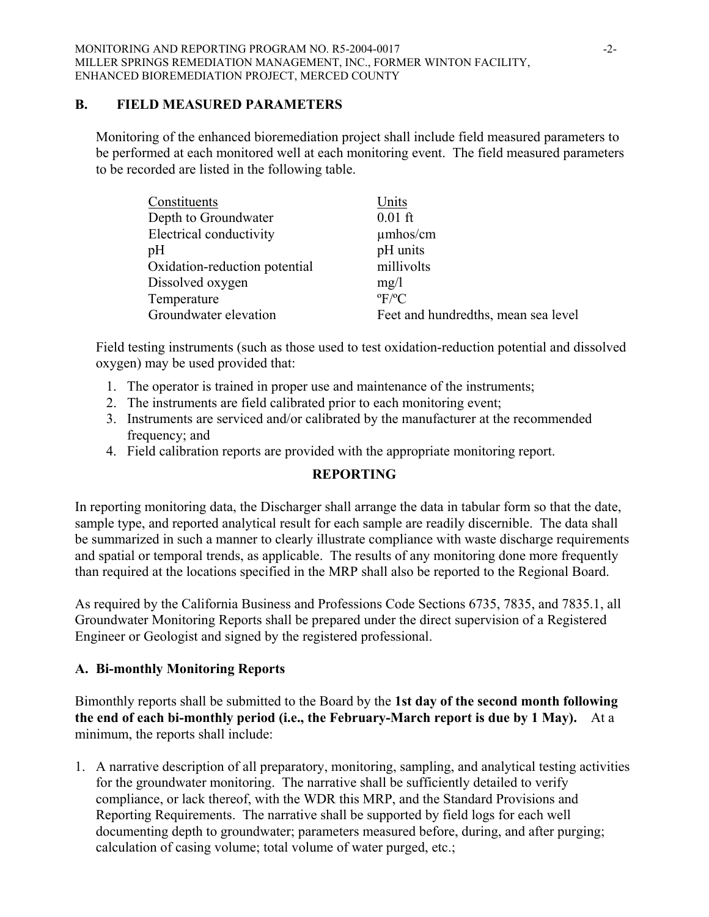## B. FIELD MEASURED PARAMETERS

Monitoring of the enhanced bioremediation project shall include field measured parameters to be performed at each monitored well at each monitoring event. The field measured parameters to be recorded are listed in the following table.

| Constituents | Units |
|---|---|
| Depth to Groundwater | 0.01 ft |
| Electrical conductivity | µmhos/cm |
| pH | pH units |
| Oxidation-reduction potential | millivolts |
| Dissolved oxygen | mg/l |
| Temperature | ºF/ºC |
| Groundwater elevation | Feet and hundredths, mean sea level |

Field testing instruments (such as those used to test oxidation-reduction potential and dissolved oxygen) may be used provided that:

1. The operator is trained in proper use and maintenance of the instruments;
2. The instruments are field calibrated prior to each monitoring event;
3. Instruments are serviced and/or calibrated by the manufacturer at the recommended frequency; and
4. Field calibration reports are provided with the appropriate monitoring report.

## REPORTING

In reporting monitoring data, the Discharger shall arrange the data in tabular form so that the date, sample type, and reported analytical result for each sample are readily discernible. The data shall be summarized in such a manner to clearly illustrate compliance with waste discharge requirements and spatial or temporal trends, as applicable. The results of any monitoring done more frequently than required at the locations specified in the MRP shall also be reported to the Regional Board.

As required by the California Business and Professions Code Sections 6735, 7835, and 7835.1, all Groundwater Monitoring Reports shall be prepared under the direct supervision of a Registered Engineer or Geologist and signed by the registered professional.

### A. Bi-monthly Monitoring Reports

Bimonthly reports shall be submitted to the Board by the **1st day of the second month following the end of each bi-monthly period (i.e., the February-March report is due by 1 May).** At a minimum, the reports shall include:

1. A narrative description of all preparatory, monitoring, sampling, and analytical testing activities for the groundwater monitoring. The narrative shall be sufficiently detailed to verify compliance, or lack thereof, with the WDR this MRP, and the Standard Provisions and Reporting Requirements. The narrative shall be supported by field logs for each well documenting depth to groundwater; parameters measured before, during, and after purging; calculation of casing volume; total volume of water purged, etc.;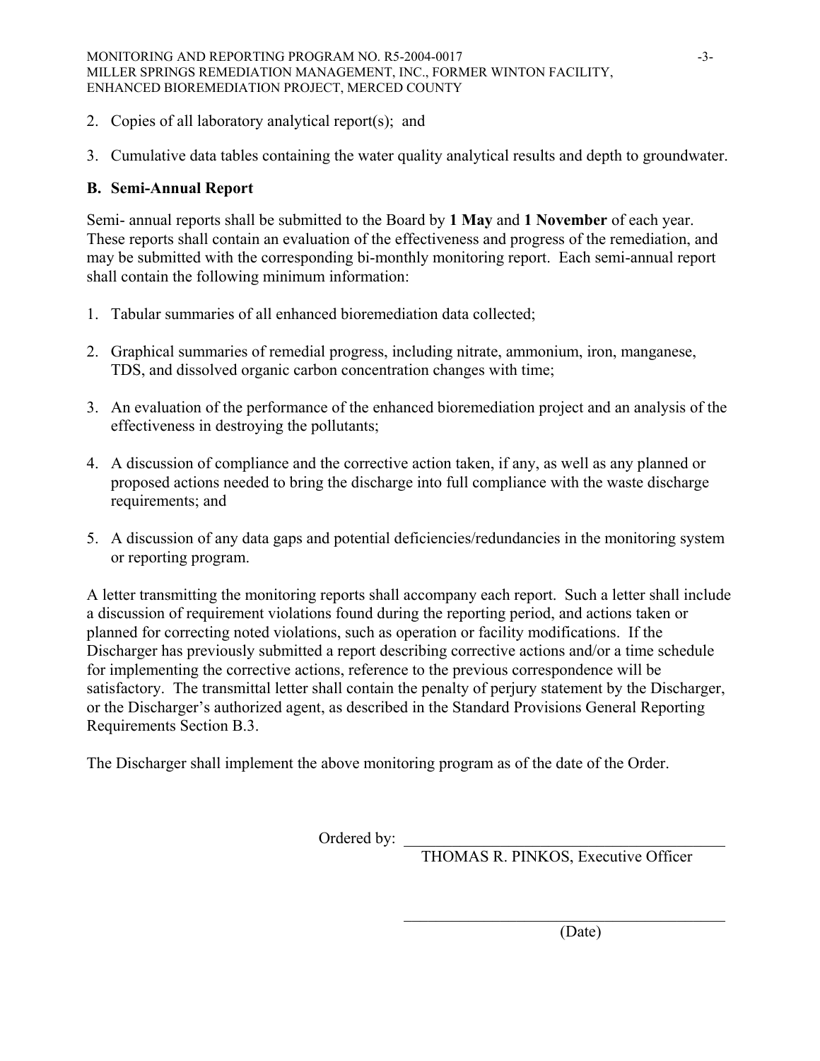2. Copies of all laboratory analytical report(s); and

3. Cumulative data tables containing the water quality analytical results and depth to groundwater.

## B. Semi-Annual Report

Semi- annual reports shall be submitted to the Board by **1 May** and **1 November** of each year. These reports shall contain an evaluation of the effectiveness and progress of the remediation, and may be submitted with the corresponding bi-monthly monitoring report. Each semi-annual report shall contain the following minimum information:

1. Tabular summaries of all enhanced bioremediation data collected;

2. Graphical summaries of remedial progress, including nitrate, ammonium, iron, manganese, TDS, and dissolved organic carbon concentration changes with time;

3. An evaluation of the performance of the enhanced bioremediation project and an analysis of the effectiveness in destroying the pollutants;

4. A discussion of compliance and the corrective action taken, if any, as well as any planned or proposed actions needed to bring the discharge into full compliance with the waste discharge requirements; and

5. A discussion of any data gaps and potential deficiencies/redundancies in the monitoring system or reporting program.

A letter transmitting the monitoring reports shall accompany each report. Such a letter shall include a discussion of requirement violations found during the reporting period, and actions taken or planned for correcting noted violations, such as operation or facility modifications. If the Discharger has previously submitted a report describing corrective actions and/or a time schedule for implementing the corrective actions, reference to the previous correspondence will be satisfactory. The transmittal letter shall contain the penalty of perjury statement by the Discharger, or the Discharger's authorized agent, as described in the Standard Provisions General Reporting Requirements Section B.3.

The Discharger shall implement the above monitoring program as of the date of the Order.

Ordered by: ______________________________

THOMAS R. PINKOS, Executive Officer

______________________________

(Date)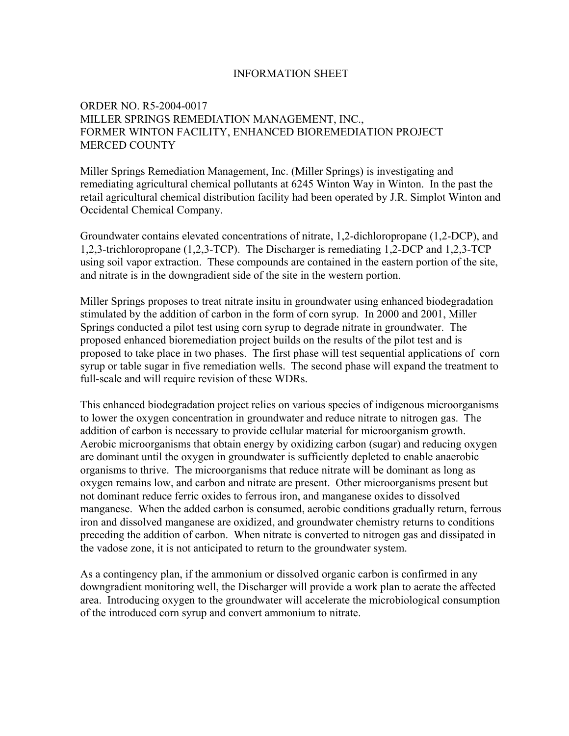# INFORMATION SHEET

ORDER NO. R5-2004-0017
MILLER SPRINGS REMEDIATION MANAGEMENT, INC.,
FORMER WINTON FACILITY, ENHANCED BIOREMEDIATION PROJECT
MERCED COUNTY

Miller Springs Remediation Management, Inc. (Miller Springs) is investigating and remediating agricultural chemical pollutants at 6245 Winton Way in Winton. In the past the retail agricultural chemical distribution facility had been operated by J.R. Simplot Winton and Occidental Chemical Company.

Groundwater contains elevated concentrations of nitrate, 1,2-dichloropropane (1,2-DCP), and 1,2,3-trichloropropane (1,2,3-TCP). The Discharger is remediating 1,2-DCP and 1,2,3-TCP using soil vapor extraction. These compounds are contained in the eastern portion of the site, and nitrate is in the downgradient side of the site in the western portion.

Miller Springs proposes to treat nitrate insitu in groundwater using enhanced biodegradation stimulated by the addition of carbon in the form of corn syrup. In 2000 and 2001, Miller Springs conducted a pilot test using corn syrup to degrade nitrate in groundwater. The proposed enhanced bioremediation project builds on the results of the pilot test and is proposed to take place in two phases. The first phase will test sequential applications of corn syrup or table sugar in five remediation wells. The second phase will expand the treatment to full-scale and will require revision of these WDRs.

This enhanced biodegradation project relies on various species of indigenous microorganisms to lower the oxygen concentration in groundwater and reduce nitrate to nitrogen gas. The addition of carbon is necessary to provide cellular material for microorganism growth. Aerobic microorganisms that obtain energy by oxidizing carbon (sugar) and reducing oxygen are dominant until the oxygen in groundwater is sufficiently depleted to enable anaerobic organisms to thrive. The microorganisms that reduce nitrate will be dominant as long as oxygen remains low, and carbon and nitrate are present. Other microorganisms present but not dominant reduce ferric oxides to ferrous iron, and manganese oxides to dissolved manganese. When the added carbon is consumed, aerobic conditions gradually return, ferrous iron and dissolved manganese are oxidized, and groundwater chemistry returns to conditions preceding the addition of carbon. When nitrate is converted to nitrogen gas and dissipated in the vadose zone, it is not anticipated to return to the groundwater system.

As a contingency plan, if the ammonium or dissolved organic carbon is confirmed in any downgradient monitoring well, the Discharger will provide a work plan to aerate the affected area. Introducing oxygen to the groundwater will accelerate the microbiological consumption of the introduced corn syrup and convert ammonium to nitrate.